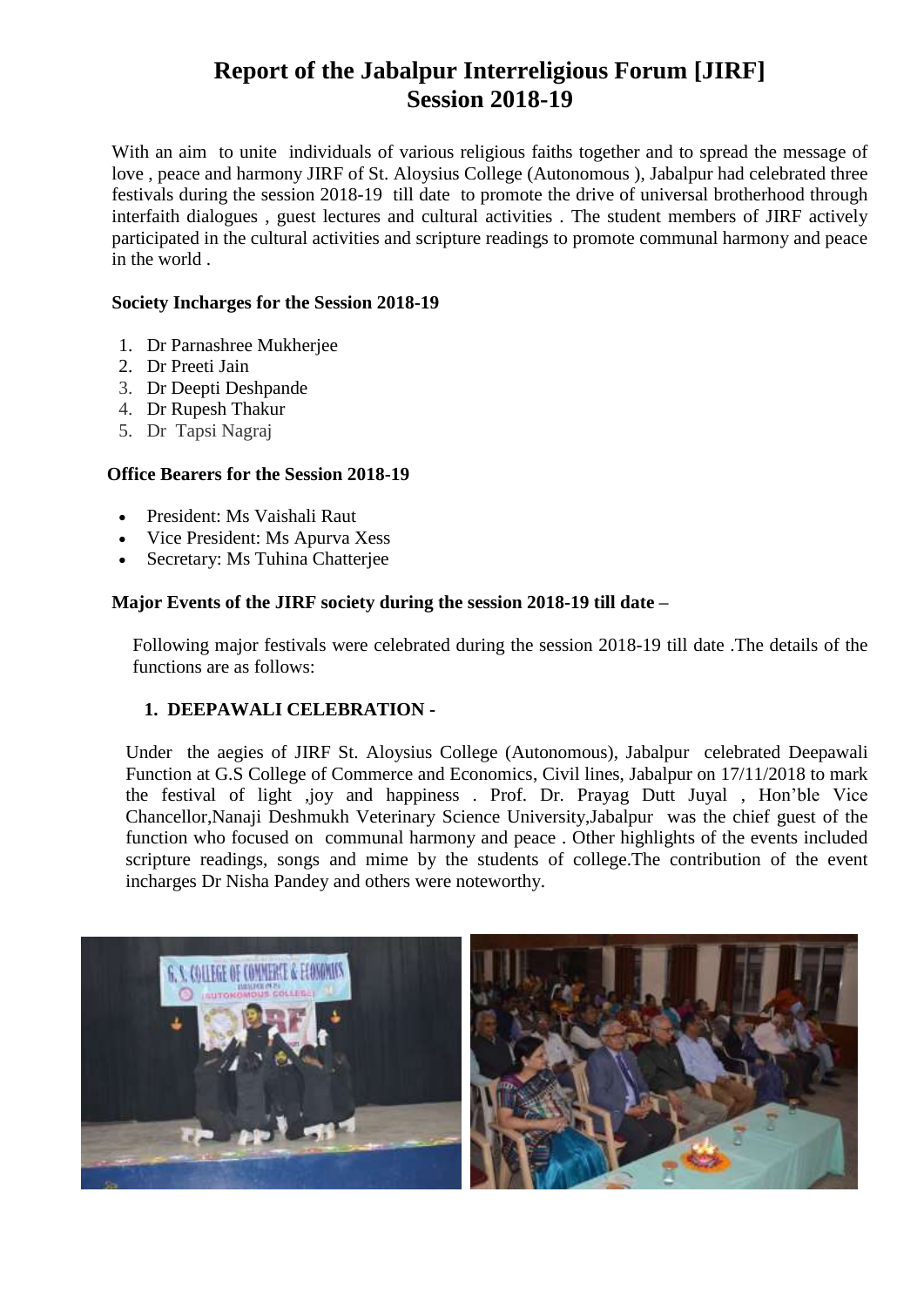# Report of the Jabalpur Interreligious Forum [JIRF]
# Session 2018-19

With an aim to unite individuals of various religious faiths together and to spread the message of love , peace and harmony JIRF of St. Aloysius College (Autonomous ), Jabalpur had celebrated three festivals during the session 2018-19 till date to promote the drive of universal brotherhood through interfaith dialogues , guest lectures and cultural activities . The student members of JIRF actively participated in the cultural activities and scripture readings to promote communal harmony and peace in the world .

**Society Incharges for the Session 2018-19**

1. Dr Parnashree Mukherjee
2. Dr Preeti Jain
3. Dr Deepti Deshpande
4. Dr Rupesh Thakur
5. Dr Tapsi Nagraj

**Office Bearers for the Session 2018-19**

- President: Ms Vaishali Raut
- Vice President: Ms Apurva Xess
- Secretary: Ms Tuhina Chatterjee

**Major Events of the JIRF society during the session 2018-19 till date –**

Following major festivals were celebrated during the session 2018-19 till date .The details of the functions are as follows:

**1. DEEPAWALI CELEBRATION -**

Under the aegies of JIRF St. Aloysius College (Autonomous), Jabalpur celebrated Deepawali Function at G.S College of Commerce and Economics, Civil lines, Jabalpur on 17/11/2018 to mark the festival of light ,joy and happiness . Prof. Dr. Prayag Dutt Juyal , Hon'ble Vice Chancellor,Nanaji Deshmukh Veterinary Science University,Jabalpur was the chief guest of the function who focused on communal harmony and peace . Other highlights of the events included scripture readings, songs and mime by the students of college.The contribution of the event incharges Dr Nisha Pandey and others were noteworthy.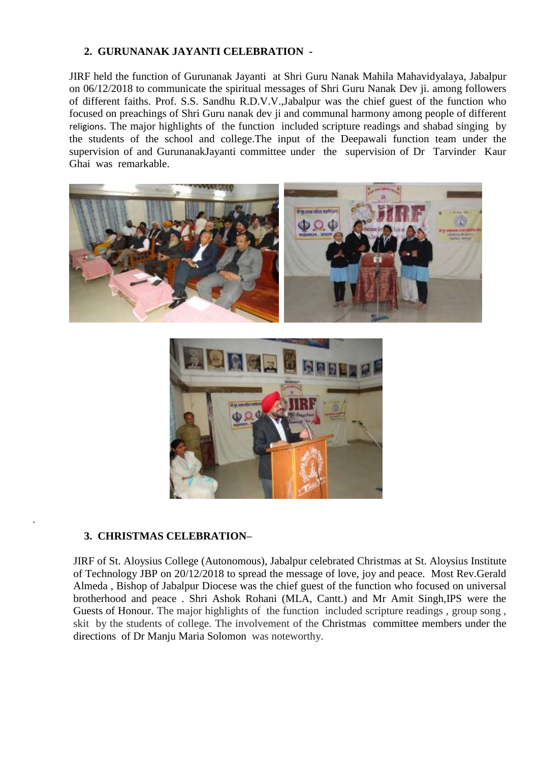## 2. GURUNANAK JAYANTI CELEBRATION -

JIRF held the function of Gurunanak Jayanti at Shri Guru Nanak Mahila Mahavidyalaya, Jabalpur on 06/12/2018 to communicate the spiritual messages of Shri Guru Nanak Dev ji. among followers of different faiths. Prof. S.S. Sandhu R.D.V.V.,Jabalpur was the chief guest of the function who focused on preachings of Shri Guru nanak dev ji and communal harmony among people of different religions. The major highlights of the function included scripture readings and shabad singing by the students of the school and college.The input of the Deepawali function team under the supervision of and GurunanakJayanti committee under the supervision of Dr Tarvinder Kaur Ghai was remarkable.

## 3. CHRISTMAS CELEBRATION–

JIRF of St. Aloysius College (Autonomous), Jabalpur celebrated Christmas at St. Aloysius Institute of Technology JBP on 20/12/2018 to spread the message of love, joy and peace. Most Rev.Gerald Almeda , Bishop of Jabalpur Diocese was the chief guest of the function who focused on universal brotherhood and peace . Shri Ashok Rohani (MLA, Cantt.) and Mr Amit Singh,IPS were the Guests of Honour. The major highlights of the function included scripture readings , group song , skit by the students of college. The involvement of the Christmas committee members under the directions of Dr Manju Maria Solomon was noteworthy.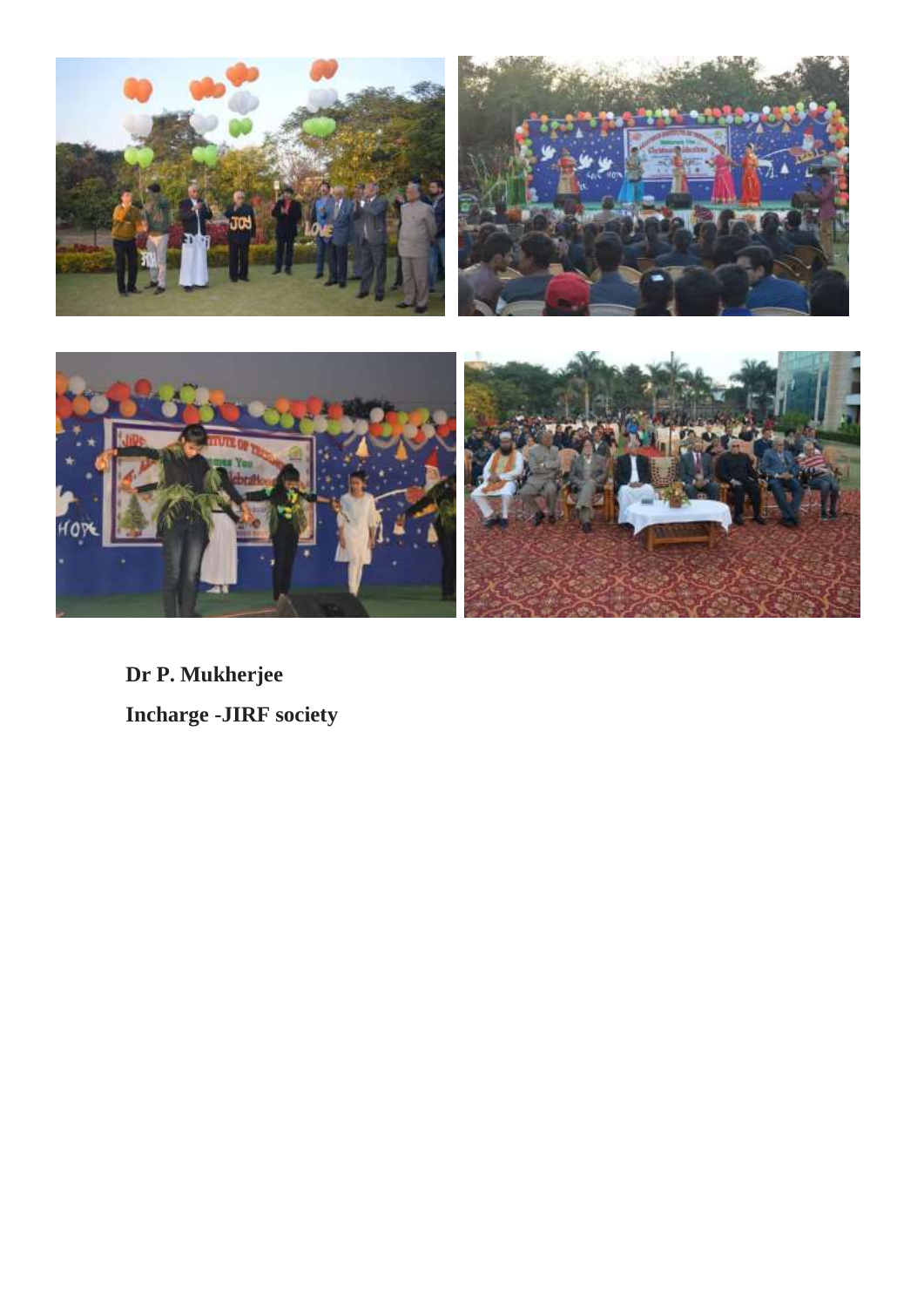**Dr P. Mukherjee**

**Incharge -JIRF society**